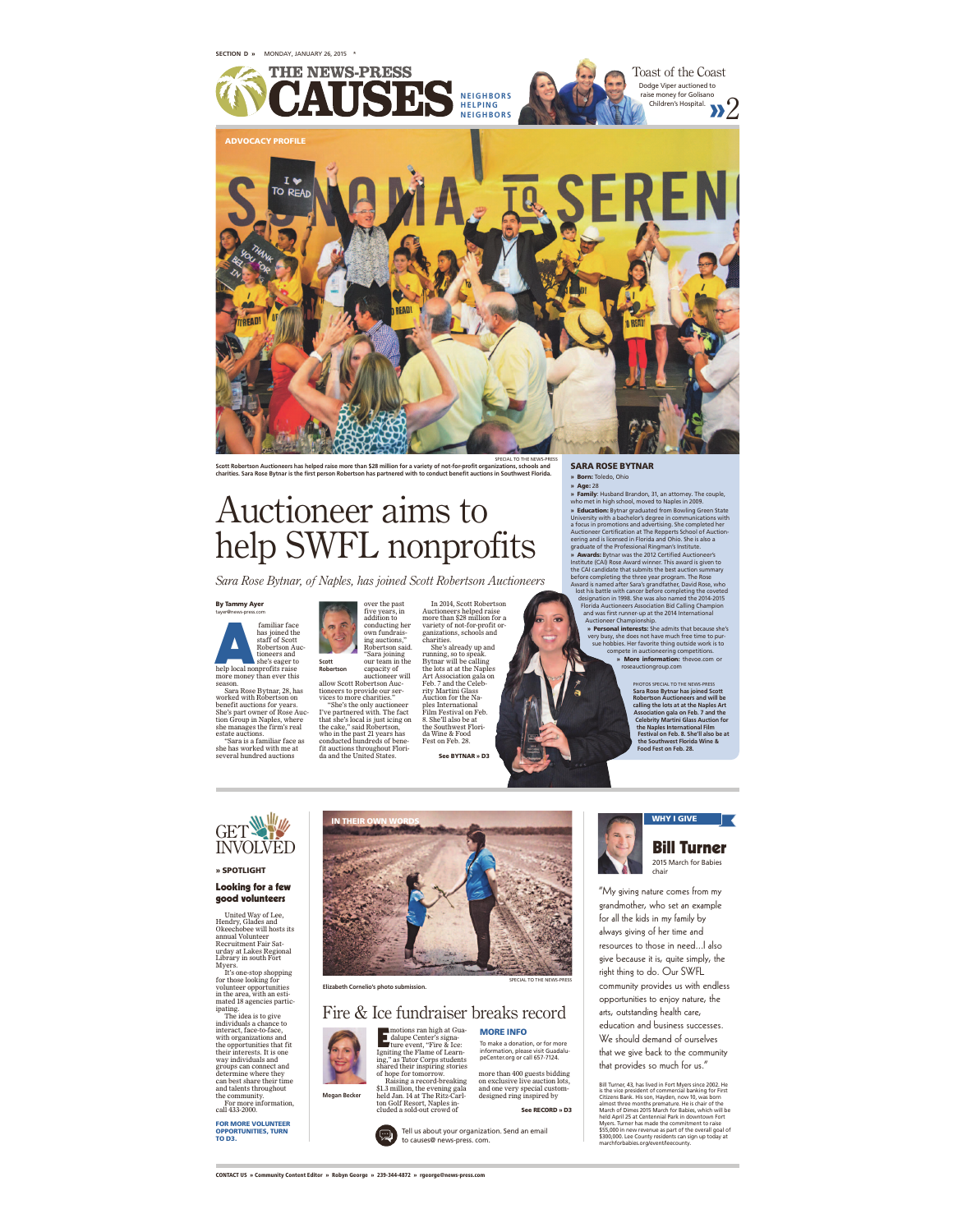SECTION D » MONDAY, JANUARY 26, 2015

# THE NEWS-PRESS CAUSES

NEIGHBORS HELPING NEIGHBORS

**Toast of the Coast**
Dodge Viper auctioned to raise money for Golisano Children's Hospital. » 2

ADVOCACY PROFILE

SPECIAL TO THE NEWS-PRESS

**Scott Robertson Auctioneers has helped raise more than $28 million for a variety of not-for-profit organizations, schools and charities. Sara Rose Bytnar is the first person Robertson has partnered with to conduct benefit auctions in Southwest Florida.**

# Auctioneer aims to help SWFL nonprofits

*Sara Rose Bytnar, of Naples, has joined Scott Robertson Auctioneers*

**By Tammy Ayer**
tayer@news-press.com

A familiar face has joined the staff of Scott Robertson Auctioneers and she's eager to help local nonprofits raise more money than ever this season.

Sara Rose Bytnar, 28, has worked with Robertson on benefit auctions for years. She's part owner of Rose Auction Group in Naples, where she manages the firm's real estate auctions.

"Sara is a familiar face as she has worked with me at several hundred auctions over the past five years, in addition to conducting her own fundraising auctions," Robertson said. "Sara joining our team in the capacity of auctioneer will allow Scott Robertson Auctioneers to provide our services to more charities."

Scott Robertson

"She's the only auctioneer I've partnered with. The fact that she's local is just icing on the cake," said Robertson, who in the past 21 years has conducted hundreds of benefit auctions throughout Florida and the United States.

In 2014, Scott Robertson Auctioneers helped raise more than $28 million for a variety of not-for-profit organizations, schools and charities.

She's already up and running, so to speak. Bytnar will be calling the lots at at the Naples Art Association gala on Feb. 7 and the Celebrity Martini Glass Auction for the Naples International Film Festival on Feb. 8. She'll also be at the Southwest Florida Wine & Food Fest on Feb. 28.

See BYTNAR » D3

## SARA ROSE BYTNAR

- **Born:** Toledo, Ohio
- **Age:** 28
- **Family:** Husband Brandon, 31, an attorney. The couple, who met in high school, moved to Naples in 2009.
- **Education:** Bytnar graduated from Bowling Green State University with a bachelor's degree in communications with a focus in promotions and advertising. She completed her Auctioneer Certification at The Repperts School of Auctioneering and is licensed in Florida and Ohio. She is also a graduate of the Professional Ringman's Institute.
- **Awards:** Bytnar was the 2012 Certified Auctioneer's Institute (CAI) Rose Award winner. This award is given to the CAI candidate that submits the best auction summary before completing the three year program. The Rose Award is named after Sara's grandfather, David Rose, who lost his battle with cancer before completing the coveted designation in 1998. She was also named the 2014-2015 Florida Auctioneers Association Bid Calling Champion and was first runner-up at the 2014 International Auctioneer Championship.
- **Personal interests:** She admits that because she's very busy, she does not have much free time to pursue hobbies. Her favorite thing outside work is to compete in auctioneering competitions.
- **More information:** thevoe.com or roseauctiongroup.com

PHOTOS SPECIAL TO THE NEWS-PRESS

**Sara Rose Bytnar has joined Scott Robertson Auctioneers and will be calling the lots at the Naples Art Association gala on Feb. 7 and the Celebrity Martini Glass Auction for the Naples International Film Festival on Feb. 8. She'll also be at the Southwest Florida Wine & Food Fest on Feb. 28.**

## GET INVOLVED

» **SPOTLIGHT**

### Looking for a few good volunteers

United Way of Lee, Hendry, Glades and Okeechobee will hosts its annual Volunteer Recruitment Fair Saturday at Lakes Regional Library in south Fort Myers.

It's one-stop shopping for those looking for volunteer opportunities in the area, with an estimated 18 agencies participating.

The idea is to give individuals a chance to interact, face-to-face, with organizations and the opportunities that fit their interests. It is one way individuals and groups can connect and determine where they can best share their time and talents throughout the community.

For more information, call 433-2000.

**FOR MORE VOLUNTEER OPPORTUNITIES, TURN TO D3.**

IN THEIR OWN WORDS

SPECIAL TO THE NEWS-PRESS

**Elizabeth Cornelio's photo submission.**

# Fire & Ice fundraiser breaks record

Megan Becker

Emotions ran high at Guadalupe Center's signature event, "Fire & Ice: Igniting the Flame of Learning," as Tutor Corps students shared their inspiring stories of hope for tomorrow.

Raising a record-breaking $1.3 million, the evening gala held Jan. 14 at The Ritz-Carlton Golf Resort, Naples included a sold-out crowd of more than 400 guests bidding on exclusive live auction lots, and one very special custom-designed ring inspired by

See RECORD » D3

### MORE INFO

To make a donation, or for more information, please visit GuadalupeCenter.org or call 657-7124.

Tell us about your organization. Send an email to causes@news-press.com.

WHY I GIVE

## Bill Turner

2015 March for Babies chair

"My giving nature comes from my grandmother, who set an example for all the kids in my family by always giving of her time and resources to those in need...I also give because it is, quite simply, the right thing to do. Our SWFL community provides us with endless opportunities to enjoy nature, the arts, outstanding health care, education and business successes. We should demand of ourselves that we give back to the community that provides so much for us."

Bill Turner, 43, has lived in Fort Myers since 2002. He is the vice president of commercial banking for First Citizens Bank. His son, Hayden, now 10, was born almost three months premature. He is chair of the March of Dimes 2015 March for Babies, which will be held April 25 at Centennial Park in downtown Fort Myers. Turner has made the commitment to raise $55,000 in new revenue as part of the overall goal of $300,000. Lee County residents can sign up today at marchforbabies.org/event/leecounty.

CONTACT US » Community Content Editor » Robyn George » 239-344-4872 » rgeorge@news-press.com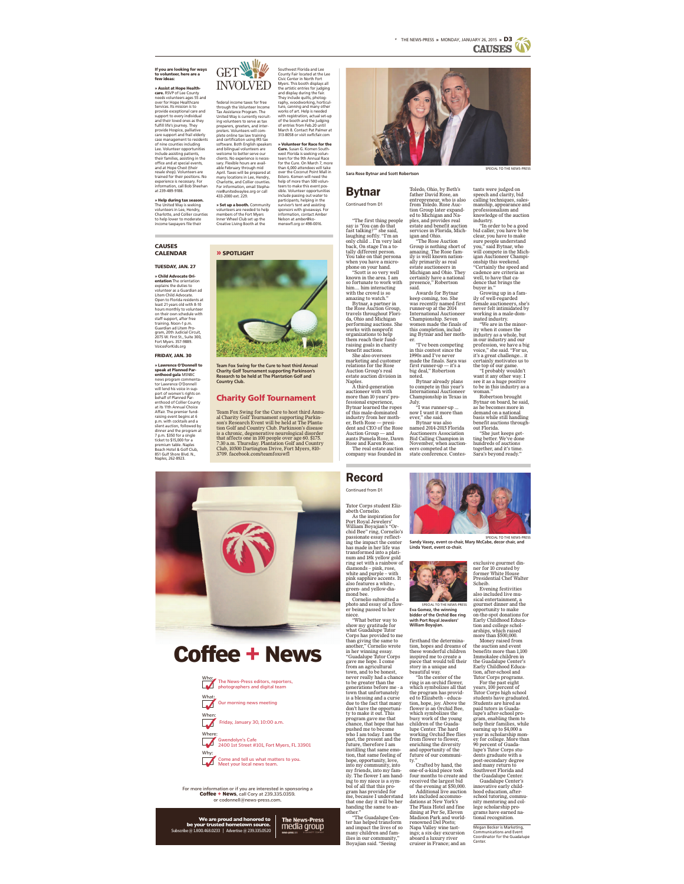# CAUSES

## GET INVOLVED

**If you are looking for ways to volunteer, here are a few ideas:**

» **Assist at Hope Healthcare.** RSVP of Lee County needs volunteers ages 55 and over for Hope Healthcare Services. Its mission is to provide exceptional care and support to every individual and their loved ones as they fulfill life's journey. They provide Hospice, palliative care support and frail elderly case management to residents of nine counties including Lee. Volunteer opportunities include assisting patients, their families, assisting in the office and at special events, and at Hope Chest (their resale shop). Volunteers are trained for their positions. No experience is necessary. For information, call Bob Sheehan at 239-489-9188.

» **Help during tax season.** The United Way is seeking volunteers in Lee, Hendry, Charlotte, and Collier counties to help lower to moderate income taxpayers file their federal income taxes for free through the Volunteer Income Tax Assistance Program. The United Way is currently recruiting volunteers to serve as tax preparers, greeters, and interpreters. Volunteers will complete online tax law training and certification using IRS tax software. Both English speakers and bilingual volunteers are welcome to better serve our clients. No experience is necessary. Flexible hours are available February through mid April. Taxes will be prepared at many locations in Lee, Hendry, Charlotte, and Collier counties. For information, email Stephanie@unitedwaylee.org or call 433-2000 ext. 229.

» **Set up a booth.** Community volunteers are needed to help members of the Fort Myers Inner Wheel Club set up the Creative Living Booth at the Southwest Florida and Lee County Fair located at the Lee Civic Center in North Fort Myers. This booth displays all the artistic entries for judging and display during the fair. They include quilts, photography, woodworking, horticulture, canning and many other works of art. Help is needed with registration, actual set-up of the booth and the judging of entries from Feb.20 until March 8. Contact Pat Palmer at 313-8058 or visit swflcfair.com

» **Volunteer for Race for the Cure.** Susan G. Komen Southwest Florida is seeking volunteers for the 9th Annual Race for the Cure. On March 7, more than 6,000 attendees will take over the Coconut Point Mall in Estero. Komen will need the help of more than 500 volunteers to make this event possible. Volunteer opportunities include passing out water to participants, helping in the survivor's tent and assisting sponsors with giveaways. For information, contact Amber Nelson at amber@komenswfl.org or 498-0016.

## CAUSES CALENDAR

**TUESDAY, JAN. 27**

» **Child Advocate Orientation** The orientation explains the duties to volunteer as a Guardian ad Litem Child Advocate. Open to Florida residents at least 21 years old with 8-10 hours monthly to volunteer on their own schedule with staff support, after free training. Noon-1 p.m. Guardian ad Litem Program, 20th Judicial Circuit, 2075 W. First St., Suite 300, Fort Myers. 357-9889. VoicesForKids.org

**FRIDAY, JAN. 30**

» **Lawrence O'Donnell to speak at Planned Parenthood gala** MSNBC news program commentator Lawrence O'Donnell will lend his voice in support of women's rights on behalf of Planned Parenthood of Collier County at its 11th Annual Choice Affair. The premier fundraising event begins at 6 p.m. with cocktails and a silent auction, followed by dinner and the program at 7 p.m. $350 for a single ticket to $15,000 for a premium table. Naples Beach Hotel & Golf Club, 851 Gulf Shore Blvd. N., Naples, 262-8923.

## » SPOTLIGHT

Team Fox Swing for the Cure to host third Annual Charity Golf Tournament supporting Parkinson's Research to be held at The Plantation Golf and Country Club.

### Charity Golf Tournament

Team Fox Swing for the Cure to host third Annual Charity Golf Tournament supporting Parkinson's Research Event will be held at The Plantation Golf and Country Club. Parkinson's disease is a chronic, degenerative neurological disorder that affects one in 100 people over age 60. $175. 7:30 a.m. Thursday. Plantation Golf and Country Club, 10500 Dartington Drive, Fort Myers, 810-3709. facebook.com/teamfoxswfl

Sara Rose Bytnar and Scott Robertson

SPECIAL TO THE NEWS-PRESS

## Bytnar

Continued from D1

"The first thing people say is 'You can do that fast talking?'" she said, laughing softly. "I'm an only child .. I'm very laid back. On stage I'm a totally different person. You take on that persona when you have a microphone on your hand.

"Scott is so very well known in the area. I am so fortunate to work with him.... him interacting with the crowd is so amazing to watch."

Bytnar, a partner in the Rose Auction Group, travels throughout Florida, Ohio and Michigan performing auctions. She works with nonprofit organizations to help them reach their fundraising goals in charity benefit auctions.

She also oversees marketing and customer relations for the Rose Auction Group's real estate auction division in Naples.

A third-generation auctioneer with with more than 10 years' professional experience, Bytnar learned the ropes of this male-dominated industry from her mother, Beth Rose — president and CEO of the Rose Auction Group — and aunts Pamela Rose, Dawn Rose and Karen Rose.

The real estate auction company was founded in Toledo, Ohio, by Beth's father David Rose, an entrepreneur, who is also from Toledo. Rose Auction Group later expanded to Michigan and Naples, and provides real estate and benefit auction services in Florida, Michigan and Ohio.

"The Rose Auction Group is nothing short of amazing. The Rose family is well known nationally primarily as real estate auctioneers in Michigan and Ohio. They certainly have a national presence," Robertson said.

Awards for Bytnar keep coming, too. She was recently named first runner-up at the 2014 International Auctioneer Championship. Seven women made the finals of this completion, including Bytnar and her mother.

"I've been competing in this contest since the 1990s and I've never made the finals. Sara was first runner-up — it's a big deal," Robertson noted.

Bytnar already plans to compete in this year's International Auctioneer Championship in Texas in July.

"I was runner-up ... now I want it more than ever," she said.

Bytnar was also named 2014-2015 Florida Auctioneers Association Bid Calling Champion in November, when auctioneers competed at the state conference. Contestants were judged on speech and clarity, bid calling techniques, salesmanship, appearance and professionalism and knowledge of the auction industry.

"In order to be a good bid caller, you have to be clear, you have to make sure people understand you," said Bytnar, who will compete in the Michigan Auctioneer Championship this weekend. "Certainly the speed and cadence are criteria as well, to have that cadence that brings the buyer in."

Growing up in a family of well-regarded female auctioneers, she's never felt intimidated by working in a male-dominated industry.

"We are in the minority when it comes the industry as a whole, but in our industry and our profession, we have a big voice," she said. "For us, it's a great challenge... it certainly motivates us to the top of our game.

"I probably wouldn't want it any other way. I see it as a huge positive to be in this industry as a woman."

Robertson brought Bytnar on board, he said, as he becomes more in demand on a national basis while still handling benefit auctions throughout Florida.

"She just keeps getting better. We've done hundreds of auctions together, and it's time. Sara's beyond ready."

## Record

Continued from D1

Tutor Corps student Elizabeth Cornelio.

As the inspiration for Port Royal Jewelers' William Boyajian's "Orchid Bee" ring, Cornelio's passionate essay reflecting the impact the center has made in her life was transformed into a platinum and 18k yellow gold ring set with a rainbow of diamonds – pink, rose, white and purple – with pink sapphire accents. It also features a white-, green- and yellow-diamond bee.

Cornelio submitted a photo and essay of a flower being passed to her niece.

"What better way to show my gratitude for what Guadalupe Tutor Corps has provided to me than giving the same to another," Cornelio wrote in her winning essay. "Guadalupe Tutor Corps gave me hope. I come from an agricultural town, and to be honest, never really had a chance to be greater than the generations before me - a town that unfortunately is a blessing and a curse due to the fact that many don't have the opportunity to make it out. This program gave me that chance, that hope that has pushed me to become who I am today. I am the past, the present and the future, therefore I am instilling that same emotion, that same feeling of hope, opportunity, love, into my community, into my friends, into my family. The flower I am handing to my niece is a symbol of all that this program has provided for me, because I understand that one day it will be her handing the same to another."

"The Guadalupe Center has helped transform and impact the lives of so many children and families in our community," Boyajian said. "Seeing firsthand the determination, hopes and dreams of these wonderful children inspired me to create a piece that would tell their story in a unique and beautiful way.

"In the center of the ring is an orchid flower, which symbolizes all that the program has provided to Elizabeth – education, hope, joy. Above the flower is an Orchid Bee, which symbolizes the busy work of the young children of the Guadalupe Center. The hard working Orchid Bee flies from flower to flower, enriching the diversity and opportunity of the future of our community."

Crafted by hand, the one-of-a-kind piece took four months to create and received the largest bid of the evening at $50,000.

Additional live auction lots included accommodations at New York's The Plaza Hotel and fine dining at Per Se, Eleven Madison Park and world-renowned Del Posto; Napa Valley wine tastings; a six-day excursion aboard a luxury river cruiser in France; and an exclusive gourmet dinner for 10 created by former White House Presidential Chef Walter Scheib.

Evening festivities also included live musical entertainment, a gourmet dinner and the opportunity to make on-the-spot donations for Early Childhood Education and college scholarships, which raised more than $500,000.

Money raised from the auction and event benefits more than 1,100 Immokalee children in the Guadalupe Center's Early Childhood Education, after-school and Tutor Corps programs.

For the past eight years, 100 percent of Tutor Corps high school students have graduated. Students are hired as paid tutors in Guadalupe's after-school program, enabling them to help their families, while earning up to $4,000 a year in scholarship money for college. More than 90 percent of Guadalupe's Tutor Corps students graduate with a post-secondary degree and many return to Southwest Florida and the Guadalupe Center.

Guadalupe Center's innovative early childhood education, after-school tutoring, community mentoring and college scholarship programs have earned national recognition.

SPECIAL TO THE NEWS-PRESS

Sandy Vasey, event co-chair, Mary McCabe, decor chair, and Linda Yoest, event co-chair.

SPECIAL TO THE NEWS-PRESS

Eva Gomez, the winning bidder of the Orchid Bee ring with Port Royal Jewelers' William Boyajian.

Megan Becker is Marketing, Communications and Event Coordinator for the Guadalupe Center.

# Coffee + News

Who: The News-Press editors, reporters, photographers and digital team

What: Our morning news meeting

When: Friday, January 30, 10:00 a.m.

Where: Gwendolyn's Cafe
2400 1st Street #101, Fort Myers, FL 33901

Why: Come and tell us what matters to you. Meet your local news team.

For more information or if you are interested in sponsoring a **Coffee + News**, call Cory at 239.335.0359. or codonnell@news-press.com.

**We are proud and honored to be your trusted hometown source.**
Subscribe @ 1.800.468.0233 | Advertise @ 239.335.0520

The News-Press media group